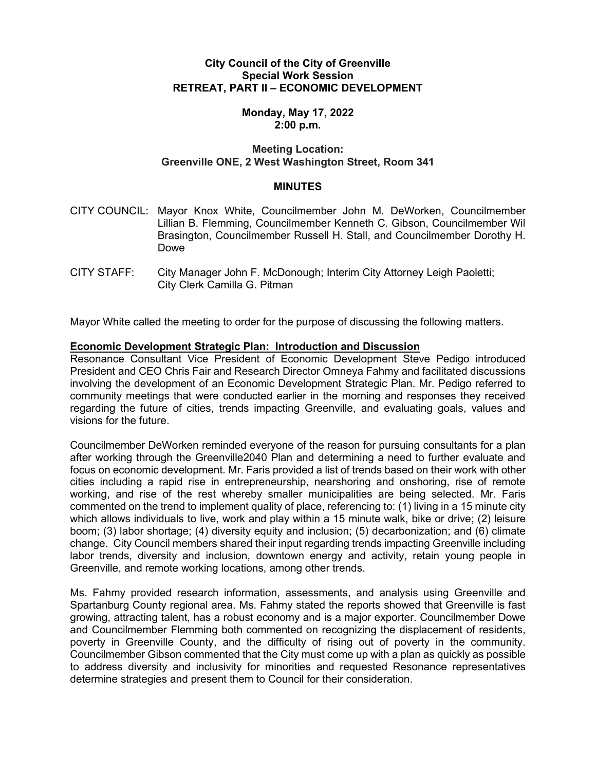**City Council of the City of Greenville**
**Special Work Session**
**RETREAT, PART II – ECONOMIC DEVELOPMENT**

**Monday, May 17, 2022**
**2:00 p.m.**

**Meeting Location:**
**Greenville ONE, 2 West Washington Street, Room 341**

**MINUTES**

CITY COUNCIL: Mayor Knox White, Councilmember John M. DeWorken, Councilmember Lillian B. Flemming, Councilmember Kenneth C. Gibson, Councilmember Wil Brasington, Councilmember Russell H. Stall, and Councilmember Dorothy H. Dowe

CITY STAFF: City Manager John F. McDonough; Interim City Attorney Leigh Paoletti; City Clerk Camilla G. Pitman

Mayor White called the meeting to order for the purpose of discussing the following matters.

**Economic Development Strategic Plan: Introduction and Discussion**

Resonance Consultant Vice President of Economic Development Steve Pedigo introduced President and CEO Chris Fair and Research Director Omneya Fahmy and facilitated discussions involving the development of an Economic Development Strategic Plan. Mr. Pedigo referred to community meetings that were conducted earlier in the morning and responses they received regarding the future of cities, trends impacting Greenville, and evaluating goals, values and visions for the future.

Councilmember DeWorken reminded everyone of the reason for pursuing consultants for a plan after working through the Greenville2040 Plan and determining a need to further evaluate and focus on economic development. Mr. Faris provided a list of trends based on their work with other cities including a rapid rise in entrepreneurship, nearshoring and onshoring, rise of remote working, and rise of the rest whereby smaller municipalities are being selected. Mr. Faris commented on the trend to implement quality of place, referencing to: (1) living in a 15 minute city which allows individuals to live, work and play within a 15 minute walk, bike or drive; (2) leisure boom; (3) labor shortage; (4) diversity equity and inclusion; (5) decarbonization; and (6) climate change. City Council members shared their input regarding trends impacting Greenville including labor trends, diversity and inclusion, downtown energy and activity, retain young people in Greenville, and remote working locations, among other trends.

Ms. Fahmy provided research information, assessments, and analysis using Greenville and Spartanburg County regional area. Ms. Fahmy stated the reports showed that Greenville is fast growing, attracting talent, has a robust economy and is a major exporter. Councilmember Dowe and Councilmember Flemming both commented on recognizing the displacement of residents, poverty in Greenville County, and the difficulty of rising out of poverty in the community. Councilmember Gibson commented that the City must come up with a plan as quickly as possible to address diversity and inclusivity for minorities and requested Resonance representatives determine strategies and present them to Council for their consideration.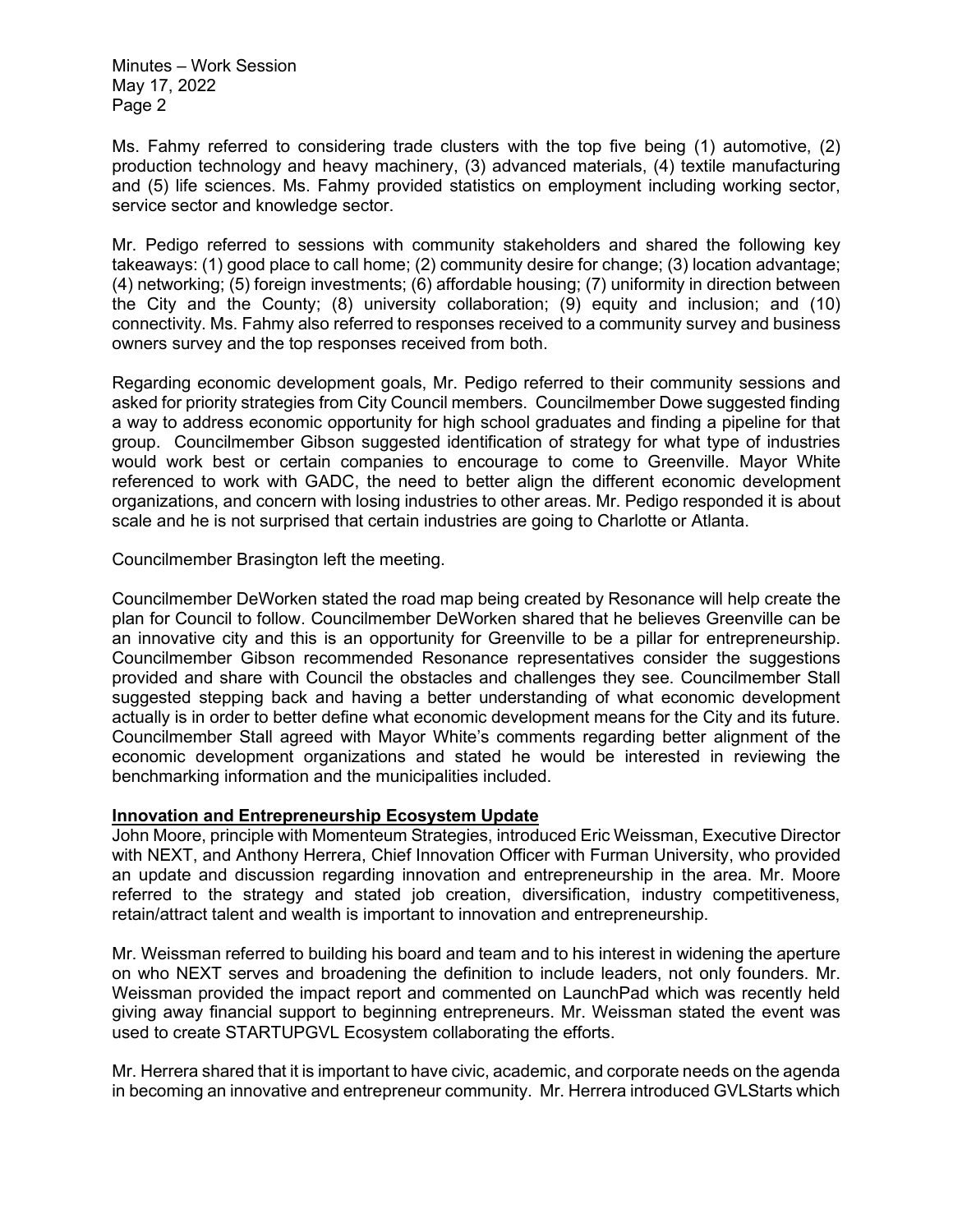Ms. Fahmy referred to considering trade clusters with the top five being (1) automotive, (2) production technology and heavy machinery, (3) advanced materials, (4) textile manufacturing and (5) life sciences. Ms. Fahmy provided statistics on employment including working sector, service sector and knowledge sector.

Mr. Pedigo referred to sessions with community stakeholders and shared the following key takeaways: (1) good place to call home; (2) community desire for change; (3) location advantage; (4) networking; (5) foreign investments; (6) affordable housing; (7) uniformity in direction between the City and the County; (8) university collaboration; (9) equity and inclusion; and (10) connectivity. Ms. Fahmy also referred to responses received to a community survey and business owners survey and the top responses received from both.

Regarding economic development goals, Mr. Pedigo referred to their community sessions and asked for priority strategies from City Council members. Councilmember Dowe suggested finding a way to address economic opportunity for high school graduates and finding a pipeline for that group. Councilmember Gibson suggested identification of strategy for what type of industries would work best or certain companies to encourage to come to Greenville. Mayor White referenced to work with GADC, the need to better align the different economic development organizations, and concern with losing industries to other areas. Mr. Pedigo responded it is about scale and he is not surprised that certain industries are going to Charlotte or Atlanta.

Councilmember Brasington left the meeting.

Councilmember DeWorken stated the road map being created by Resonance will help create the plan for Council to follow. Councilmember DeWorken shared that he believes Greenville can be an innovative city and this is an opportunity for Greenville to be a pillar for entrepreneurship. Councilmember Gibson recommended Resonance representatives consider the suggestions provided and share with Council the obstacles and challenges they see. Councilmember Stall suggested stepping back and having a better understanding of what economic development actually is in order to better define what economic development means for the City and its future. Councilmember Stall agreed with Mayor White's comments regarding better alignment of the economic development organizations and stated he would be interested in reviewing the benchmarking information and the municipalities included.

**Innovation and Entrepreneurship Ecosystem Update**

John Moore, principle with Momenteum Strategies, introduced Eric Weissman, Executive Director with NEXT, and Anthony Herrera, Chief Innovation Officer with Furman University, who provided an update and discussion regarding innovation and entrepreneurship in the area. Mr. Moore referred to the strategy and stated job creation, diversification, industry competitiveness, retain/attract talent and wealth is important to innovation and entrepreneurship.

Mr. Weissman referred to building his board and team and to his interest in widening the aperture on who NEXT serves and broadening the definition to include leaders, not only founders. Mr. Weissman provided the impact report and commented on LaunchPad which was recently held giving away financial support to beginning entrepreneurs. Mr. Weissman stated the event was used to create STARTUPGVL Ecosystem collaborating the efforts.

Mr. Herrera shared that it is important to have civic, academic, and corporate needs on the agenda in becoming an innovative and entrepreneur community. Mr. Herrera introduced GVLStarts which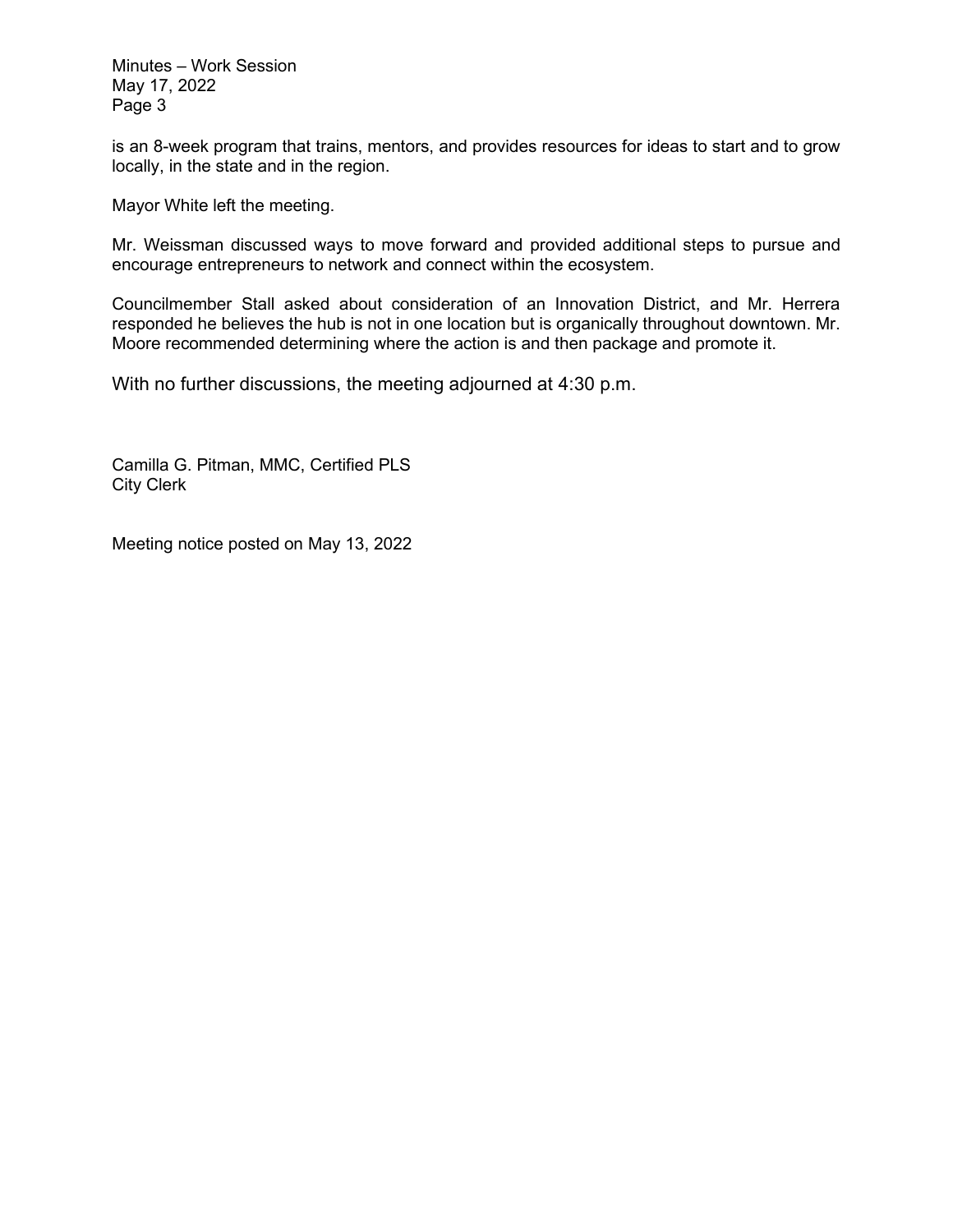is an 8-week program that trains, mentors, and provides resources for ideas to start and to grow locally, in the state and in the region.

Mayor White left the meeting.

Mr. Weissman discussed ways to move forward and provided additional steps to pursue and encourage entrepreneurs to network and connect within the ecosystem.

Councilmember Stall asked about consideration of an Innovation District, and Mr. Herrera responded he believes the hub is not in one location but is organically throughout downtown. Mr. Moore recommended determining where the action is and then package and promote it.

With no further discussions, the meeting adjourned at 4:30 p.m.

Camilla G. Pitman, MMC, Certified PLS
City Clerk

Meeting notice posted on May 13, 2022